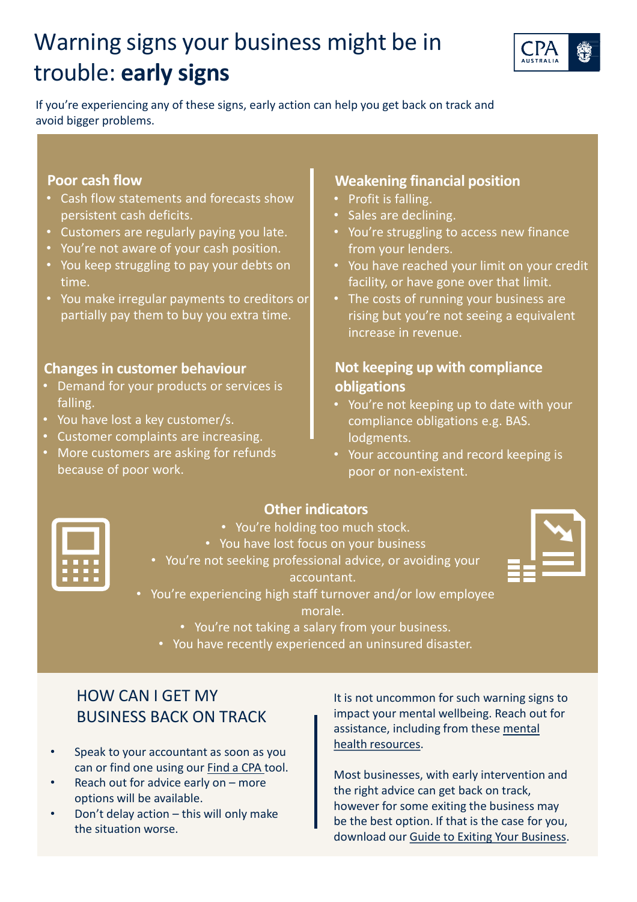# Warning signs your business might be in trouble: **early signs**

If you're experiencing any of these signs, early action can help you get back on track and avoid bigger problems.

## Poor cash flow

- Cash flow statements and forecasts show persistent cash deficits.
- Customers are regularly paying you late.
- You're not aware of your cash position.
- You keep struggling to pay your debts on time.
- You make irregular payments to creditors or partially pay them to buy you extra time.

## Changes in customer behaviour

- Demand for your products or services is falling.
- You have lost a key customer/s.
- Customer complaints are increasing.
- More customers are asking for refunds because of poor work.

## Weakening financial position

- Profit is falling.
- Sales are declining.
- You're struggling to access new finance from your lenders.
- You have reached your limit on your credit facility, or have gone over that limit.
- The costs of running your business are rising but you're not seeing a equivalent increase in revenue.

## Not keeping up with compliance obligations

- You're not keeping up to date with your compliance obligations e.g. BAS. lodgments.
- Your accounting and record keeping is poor or non-existent.

## Other indicators

- You're holding too much stock.
- You have lost focus on your business
- You're not seeking professional advice, or avoiding your accountant.
- You're experiencing high staff turnover and/or low employee morale.
- You're not taking a salary from your business.
- You have recently experienced an uninsured disaster.

## HOW CAN I GET MY BUSINESS BACK ON TRACK

- Speak to your accountant as soon as you can or find one using our Find a CPA tool.
- Reach out for advice early on – more options will be available.
- Don't delay action – this will only make the situation worse.

It is not uncommon for such warning signs to impact your mental wellbeing. Reach out for assistance, including from these mental health resources.

Most businesses, with early intervention and the right advice can get back on track, however for some exiting the business may be the best option. If that is the case for you, download our Guide to Exiting Your Business.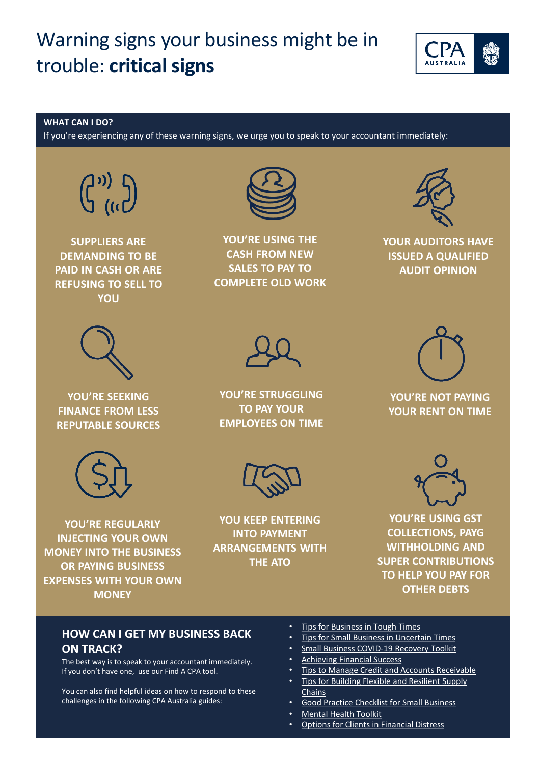# Warning signs your business might be in trouble: **critical signs**

**WHAT CAN I DO?**

If you're experiencing any of these warning signs, we urge you to speak to your accountant immediately:

- **SUPPLIERS ARE DEMANDING TO BE PAID IN CASH OR ARE REFUSING TO SELL TO YOU**
- **YOU'RE USING THE CASH FROM NEW SALES TO PAY TO COMPLETE OLD WORK**
- **YOUR AUDITORS HAVE ISSUED A QUALIFIED AUDIT OPINION**
- **YOU'RE SEEKING FINANCE FROM LESS REPUTABLE SOURCES**
- **YOU'RE STRUGGLING TO PAY YOUR EMPLOYEES ON TIME**
- **YOU'RE NOT PAYING YOUR RENT ON TIME**
- **YOU'RE REGULARLY INJECTING YOUR OWN MONEY INTO THE BUSINESS OR PAYING BUSINESS EXPENSES WITH YOUR OWN MONEY**
- **YOU KEEP ENTERING INTO PAYMENT ARRANGEMENTS WITH THE ATO**
- **YOU'RE USING GST COLLECTIONS, PAYG WITHHOLDING AND SUPER CONTRIBUTIONS TO HELP YOU PAY FOR OTHER DEBTS**

## HOW CAN I GET MY BUSINESS BACK ON TRACK?

The best way is to speak to your accountant immediately. If you don't have one, use our Find A CPA tool.

You can also find helpful ideas on how to respond to these challenges in the following CPA Australia guides:

- Tips for Business in Tough Times
- Tips for Small Business in Uncertain Times
- Small Business COVID-19 Recovery Toolkit
- Achieving Financial Success
- Tips to Manage Credit and Accounts Receivable
- Tips for Building Flexible and Resilient Supply Chains
- Good Practice Checklist for Small Business
- Mental Health Toolkit
- Options for Clients in Financial Distress